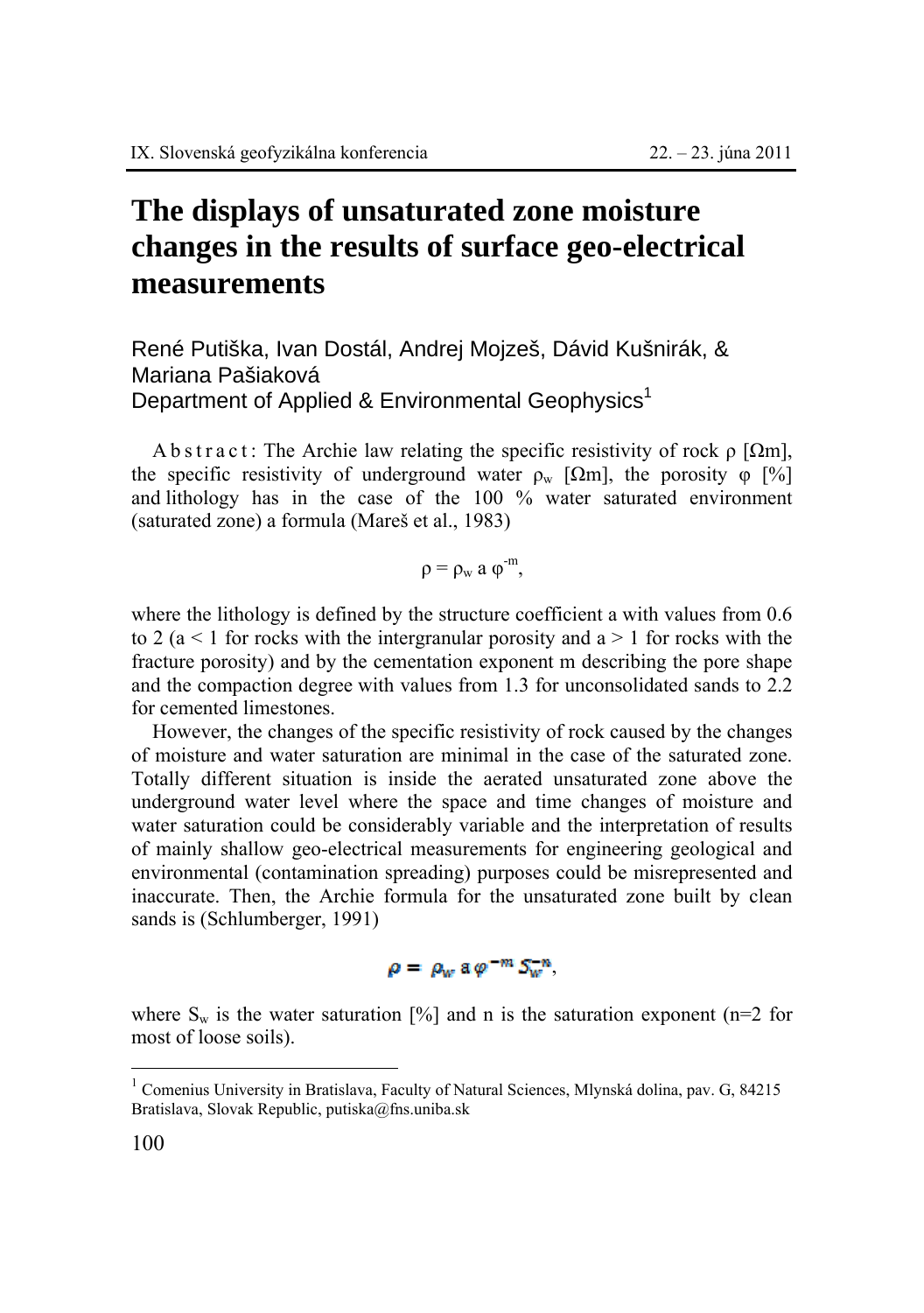# The displays of unsaturated zone moisture changes in the results of surface geo-electrical measurements

René Putiška, Ivan Dostál, Andrej Mojzeš, Dávid Kušnirák, & Mariana Pašiaková
Department of Applied & Environmental Geophysics[1]

**Abstract**: The Archie law relating the specific resistivity of rock $\rho$ [Ωm], the specific resistivity of underground water $\rho_w$ [Ωm], the porosity $\varphi$ [%] and lithology has in the case of the 100 % water saturated environment (saturated zone) a formula (Mareš et al., 1983)

$$\rho = \rho_w \, a \, \varphi^{-m},$$

where the lithology is defined by the structure coefficient a with values from 0.6 to 2 ($a < 1$ for rocks with the intergranular porosity and $a > 1$ for rocks with the fracture porosity) and by the cementation exponent m describing the pore shape and the compaction degree with values from 1.3 for unconsolidated sands to 2.2 for cemented limestones.

However, the changes of the specific resistivity of rock caused by the changes of moisture and water saturation are minimal in the case of the saturated zone. Totally different situation is inside the aerated unsaturated zone above the underground water level where the space and time changes of moisture and water saturation could be considerably variable and the interpretation of results of mainly shallow geo-electrical measurements for engineering geological and environmental (contamination spreading) purposes could be misrepresented and inaccurate. Then, the Archie formula for the unsaturated zone built by clean sands is (Schlumberger, 1991)

$$\rho = \rho_w \, a \, \varphi^{-m} S_w^{-n},$$

where $S_w$ is the water saturation [%] and n is the saturation exponent (n=2 for most of loose soils).

---

[1] Comenius University in Bratislava, Faculty of Natural Sciences, Mlynská dolina, pav. G, 84215 Bratislava, Slovak Republic, putiska@fns.uniba.sk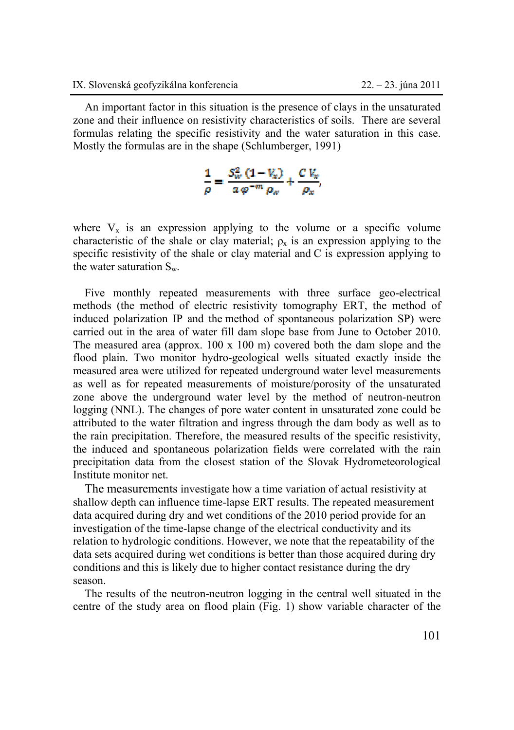An important factor in this situation is the presence of clays in the unsaturated zone and their influence on resistivity characteristics of soils. There are several formulas relating the specific resistivity and the water saturation in this case. Mostly the formulas are in the shape (Schlumberger, 1991)

$$\frac{1}{\rho} = \frac{S_w^2\,(1 - V_x)}{a\,\varphi^{-m}\,\rho_w} + \frac{C\,V_x}{\rho_x},$$

where $V_x$ is an expression applying to the volume or a specific volume characteristic of the shale or clay material; $\rho_x$ is an expression applying to the specific resistivity of the shale or clay material and C is expression applying to the water saturation $S_w$.

Five monthly repeated measurements with three surface geo-electrical methods (the method of electric resistivity tomography ERT, the method of induced polarization IP and the method of spontaneous polarization SP) were carried out in the area of water fill dam slope base from June to October 2010. The measured area (approx. 100 x 100 m) covered both the dam slope and the flood plain. Two monitor hydro-geological wells situated exactly inside the measured area were utilized for repeated underground water level measurements as well as for repeated measurements of moisture/porosity of the unsaturated zone above the underground water level by the method of neutron-neutron logging (NNL). The changes of pore water content in unsaturated zone could be attributed to the water filtration and ingress through the dam body as well as to the rain precipitation. Therefore, the measured results of the specific resistivity, the induced and spontaneous polarization fields were correlated with the rain precipitation data from the closest station of the Slovak Hydrometeorological Institute monitor net.

The measurements investigate how a time variation of actual resistivity at shallow depth can influence time-lapse ERT results. The repeated measurement data acquired during dry and wet conditions of the 2010 period provide for an investigation of the time-lapse change of the electrical conductivity and its relation to hydrologic conditions. However, we note that the repeatability of the data sets acquired during wet conditions is better than those acquired during dry conditions and this is likely due to higher contact resistance during the dry season.

The results of the neutron-neutron logging in the central well situated in the centre of the study area on flood plain (Fig. 1) show variable character of the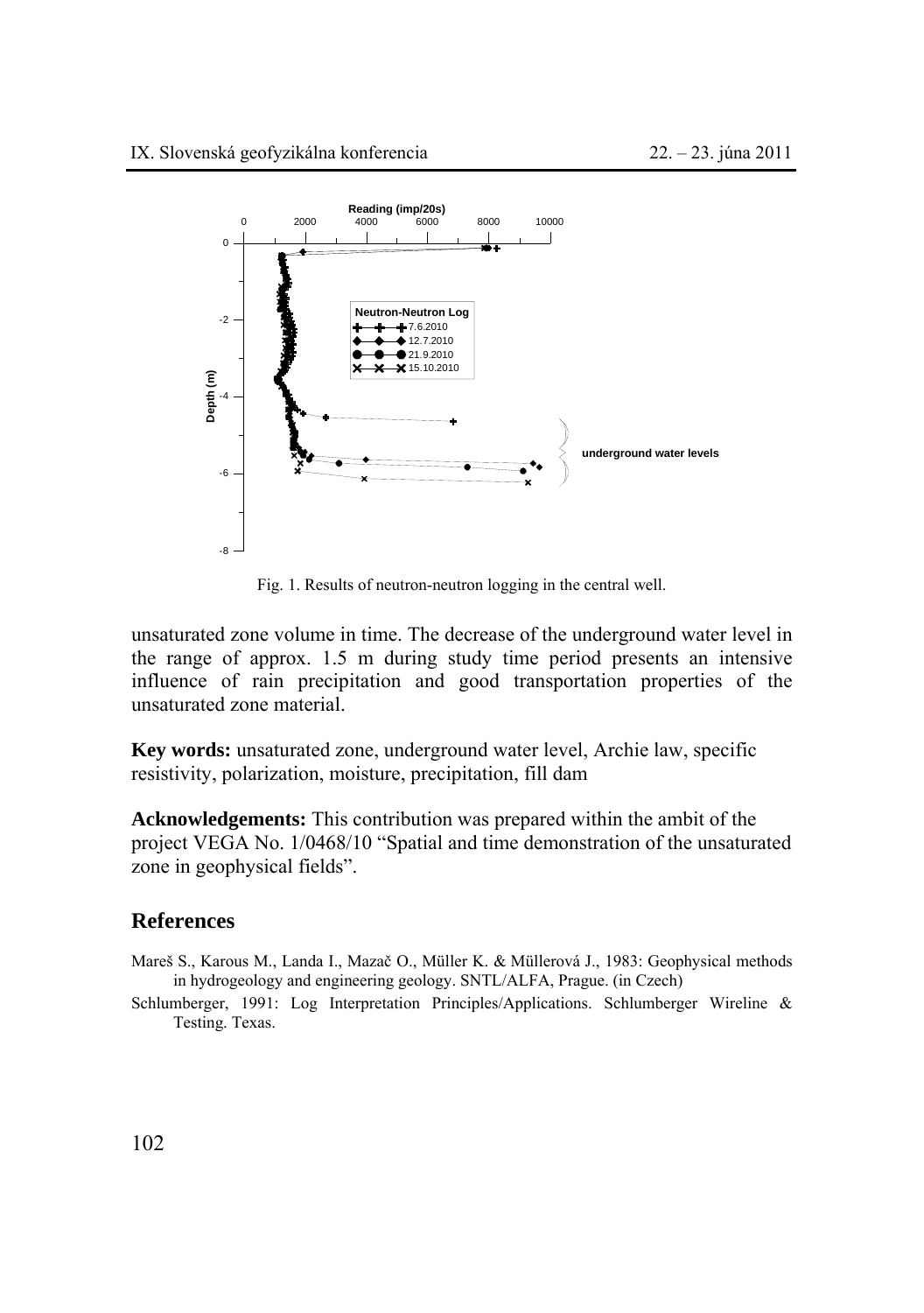Reading (imp/20s)

0 2000 4000 6000 8000 10000

Depth (m)

0 -2 -4 -6 -8

Neutron-Neutron Log

7.6.2010

12.7.2010

21.9.2010

15.10.2010

underground water levels

Fig. 1. Results of neutron-neutron logging in the central well.

unsaturated zone volume in time. The decrease of the underground water level in the range of approx. 1.5 m during study time period presents an intensive influence of rain precipitation and good transportation properties of the unsaturated zone material.

**Key words:** unsaturated zone, underground water level, Archie law, specific resistivity, polarization, moisture, precipitation, fill dam

**Acknowledgements:** This contribution was prepared within the ambit of the project VEGA No. 1/0468/10 "Spatial and time demonstration of the unsaturated zone in geophysical fields".

## References

Mareš S., Karous M., Landa I., Mazač O., Müller K. & Müllerová J., 1983: Geophysical methods in hydrogeology and engineering geology. SNTL/ALFA, Prague. (in Czech)

Schlumberger, 1991: Log Interpretation Principles/Applications. Schlumberger Wireline & Testing. Texas.